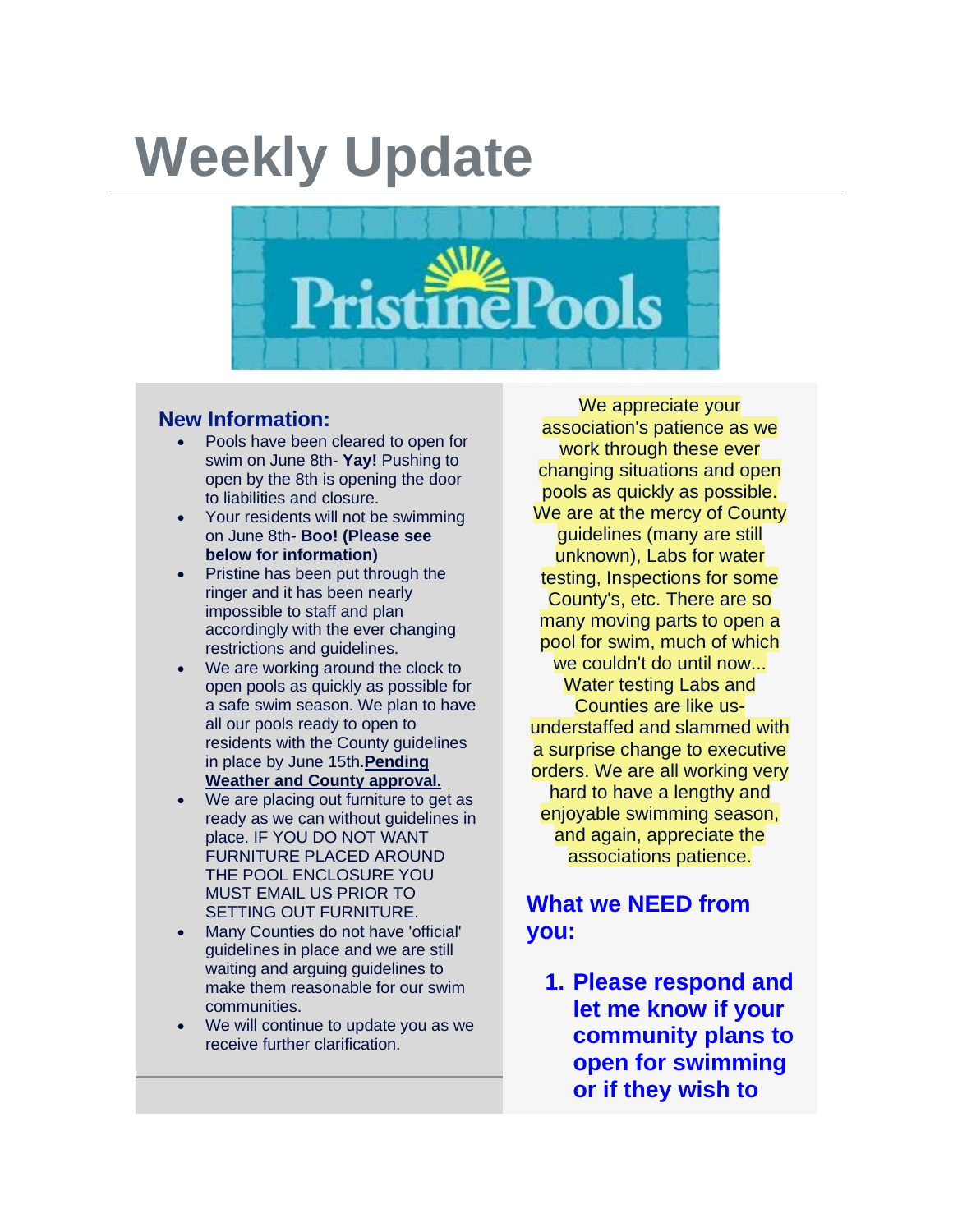# Weekly Update

PristinePools

## New Information:

- Pools have been cleared to open for swim on June 8th- **Yay!** Pushing to open by the 8th is opening the door to liabilities and closure.
- Your residents will not be swimming on June 8th- **Boo! (Please see below for information)**
- Pristine has been put through the ringer and it has been nearly impossible to staff and plan accordingly with the ever changing restrictions and guidelines.
- We are working around the clock to open pools as quickly as possible for a safe swim season. We plan to have all our pools ready to open to residents with the County guidelines in place by June 15th.**Pending Weather and County approval.**
- We are placing out furniture to get as ready as we can without guidelines in place. IF YOU DO NOT WANT FURNITURE PLACED AROUND THE POOL ENCLOSURE YOU MUST EMAIL US PRIOR TO SETTING OUT FURNITURE.
- Many Counties do not have 'official' guidelines in place and we are still waiting and arguing guidelines to make them reasonable for our swim communities.
- We will continue to update you as we receive further clarification.

We appreciate your association's patience as we work through these ever changing situations and open pools as quickly as possible. We are at the mercy of County guidelines (many are still unknown), Labs for water testing, Inspections for some County's, etc. There are so many moving parts to open a pool for swim, much of which we couldn't do until now... Water testing Labs and Counties are like us- understaffed and slammed with a surprise change to executive orders. We are all working very hard to have a lengthy and enjoyable swimming season, and again, appreciate the associations patience.

## What we NEED from you:

1. **Please respond and let me know if your community plans to open for swimming or if they wish to**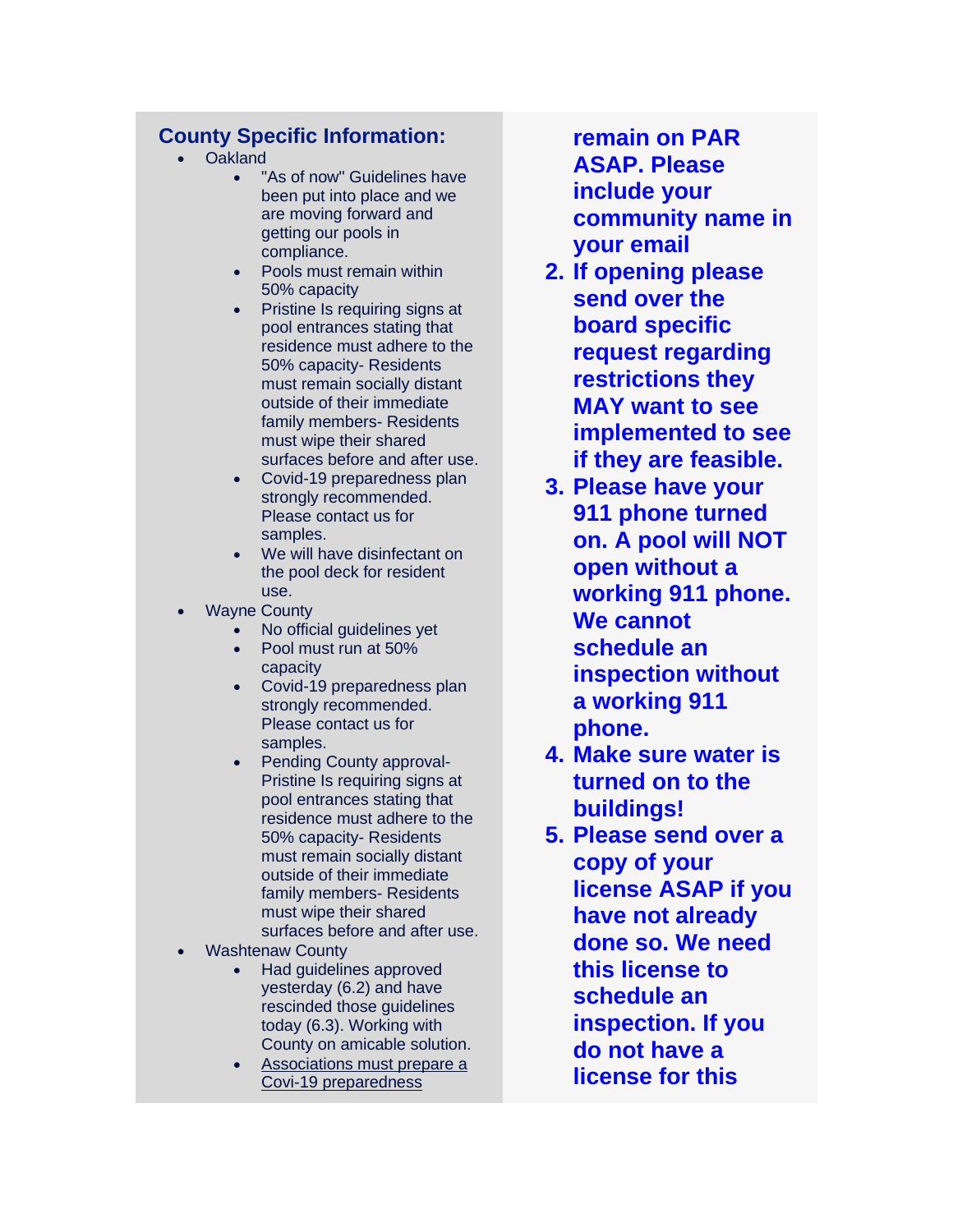## County Specific Information:

- Oakland
  - "As of now" Guidelines have been put into place and we are moving forward and getting our pools in compliance.
  - Pools must remain within 50% capacity
  - Pristine Is requiring signs at pool entrances stating that residence must adhere to the 50% capacity- Residents must remain socially distant outside of their immediate family members- Residents must wipe their shared surfaces before and after use.
  - Covid-19 preparedness plan strongly recommended. Please contact us for samples.
  - We will have disinfectant on the pool deck for resident use.
- Wayne County
  - No official guidelines yet
  - Pool must run at 50% capacity
  - Covid-19 preparedness plan strongly recommended. Please contact us for samples.
  - Pending County approval- Pristine Is requiring signs at pool entrances stating that residence must adhere to the 50% capacity- Residents must remain socially distant outside of their immediate family members- Residents must wipe their shared surfaces before and after use.
- Washtenaw County
  - Had guidelines approved yesterday (6.2) and have rescinded those guidelines today (6.3). Working with County on amicable solution.
  - Associations must prepare a Covi-19 preparedness

**remain on PAR ASAP. Please include your community name in your email**

2. **If opening please send over the board specific request regarding restrictions they MAY want to see implemented to see if they are feasible.**
3. **Please have your 911 phone turned on. A pool will NOT open without a working 911 phone. We cannot schedule an inspection without a working 911 phone.**
4. **Make sure water is turned on to the buildings!**
5. **Please send over a copy of your license ASAP if you have not already done so. We need this license to schedule an inspection. If you do not have a license for this**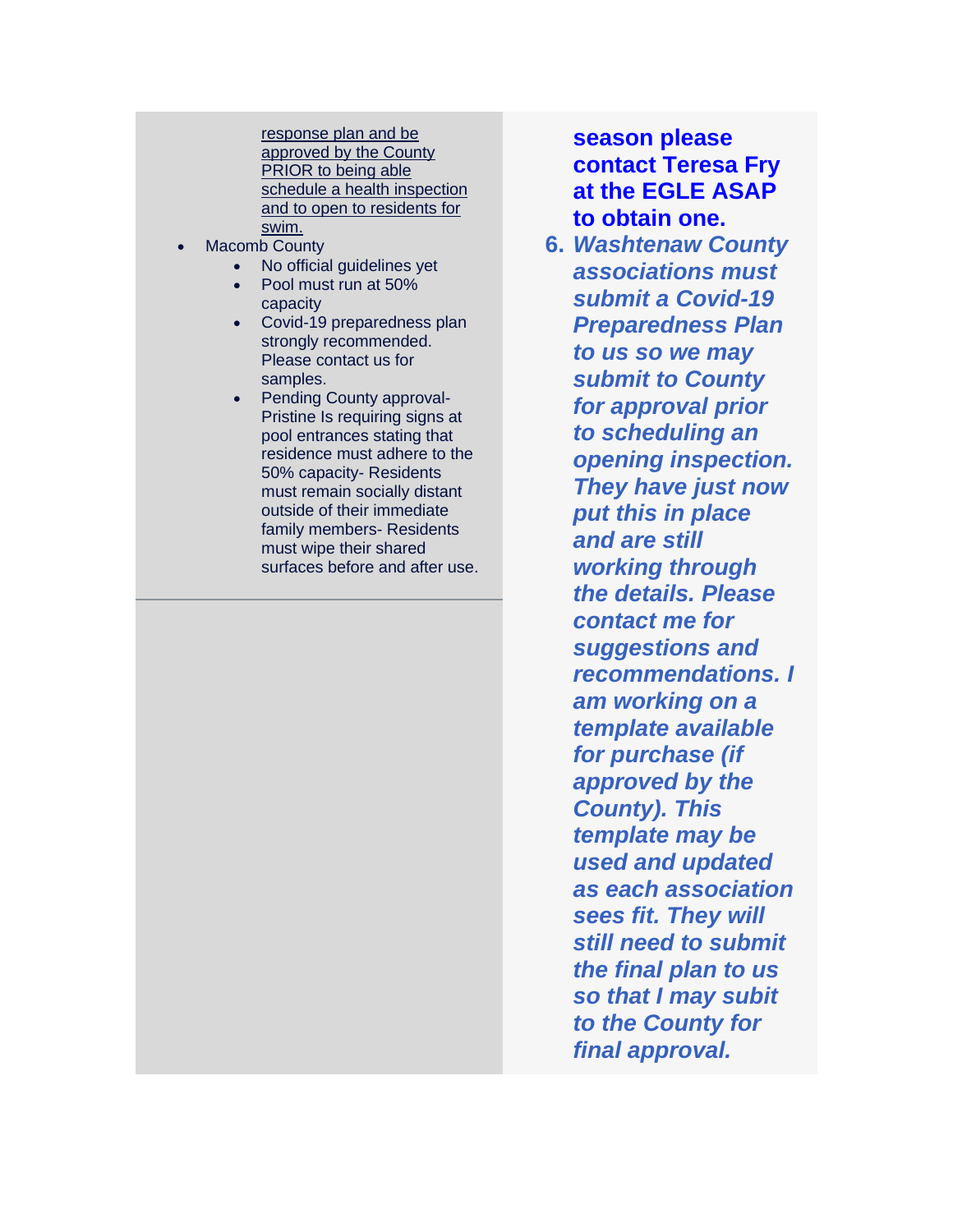response plan and be approved by the County PRIOR to being able schedule a health inspection and to open to residents for swim.

- Macomb County
    - No official guidelines yet
    - Pool must run at 50% capacity
    - Covid-19 preparedness plan strongly recommended. Please contact us for samples.
    - Pending County approval- Pristine Is requiring signs at pool entrances stating that residence must adhere to the 50% capacity- Residents must remain socially distant outside of their immediate family members- Residents must wipe their shared surfaces before and after use.

**season please contact Teresa Fry at the EGLE ASAP to obtain one.**

6. ***Washtenaw County associations must submit a Covid-19 Preparedness Plan to us so we may submit to County for approval prior to scheduling an opening inspection. They have just now put this in place and are still working through the details. Please contact me for suggestions and recommendations. I am working on a template available for purchase (if approved by the County). This template may be used and updated as each association sees fit. They will still need to submit the final plan to us so that I may subit to the County for final approval.***